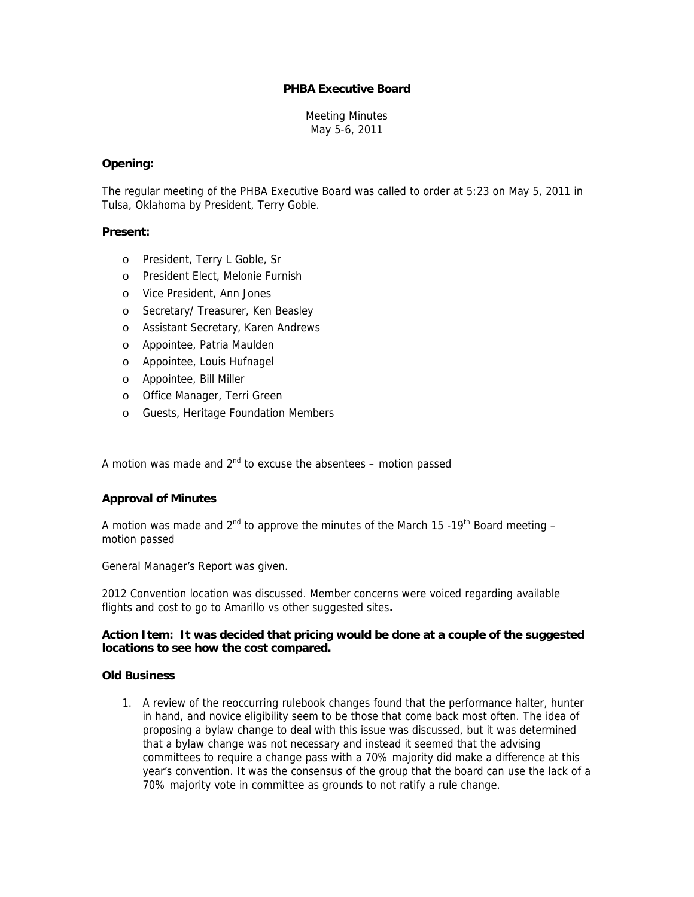# PHBA Executive Board

Meeting Minutes
May 5-6, 2011

### Opening:

The regular meeting of the PHBA Executive Board was called to order at 5:23 on May 5, 2011 in Tulsa, Oklahoma by President, Terry Goble.

### Present:

- President, Terry L Goble, Sr
- President Elect, Melonie Furnish
- Vice President, Ann Jones
- Secretary/ Treasurer, Ken Beasley
- Assistant Secretary, Karen Andrews
- Appointee, Patria Maulden
- Appointee, Louis Hufnagel
- Appointee, Bill Miller
- Office Manager, Terri Green
- Guests, Heritage Foundation Members

A motion was made and 2nd to excuse the absentees – motion passed

### Approval of Minutes

A motion was made and 2nd to approve the minutes of the March 15 -19th Board meeting – motion passed

General Manager's Report was given.

2012 Convention location was discussed. Member concerns were voiced regarding available flights and cost to go to Amarillo vs other suggested sites**.**

**Action Item: It was decided that pricing would be done at a couple of the suggested locations to see how the cost compared.**

### Old Business

1. A review of the reoccurring rulebook changes found that the performance halter, hunter in hand, and novice eligibility seem to be those that come back most often. The idea of proposing a bylaw change to deal with this issue was discussed, but it was determined that a bylaw change was not necessary and instead it seemed that the advising committees to require a change pass with a 70% majority did make a difference at this year's convention. It was the consensus of the group that the board can use the lack of a 70% majority vote in committee as grounds to not ratify a rule change.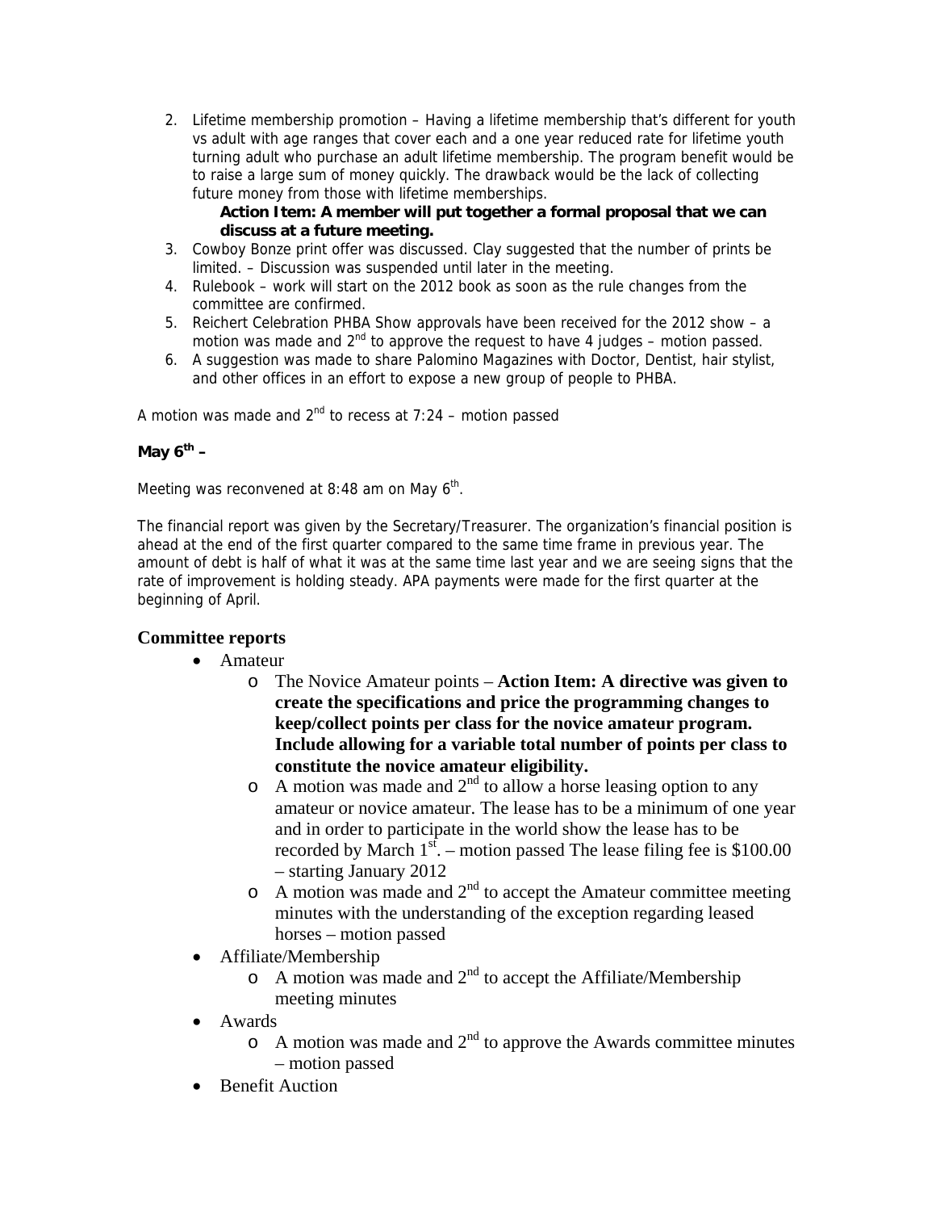2. Lifetime membership promotion – Having a lifetime membership that's different for youth vs adult with age ranges that cover each and a one year reduced rate for lifetime youth turning adult who purchase an adult lifetime membership. The program benefit would be to raise a large sum of money quickly. The drawback would be the lack of collecting future money from those with lifetime memberships.

   **Action Item: A member will put together a formal proposal that we can discuss at a future meeting.**
3. Cowboy Bonze print offer was discussed. Clay suggested that the number of prints be limited. – Discussion was suspended until later in the meeting.
4. Rulebook – work will start on the 2012 book as soon as the rule changes from the committee are confirmed.
5. Reichert Celebration PHBA Show approvals have been received for the 2012 show – a motion was made and 2nd to approve the request to have 4 judges – motion passed.
6. A suggestion was made to share Palomino Magazines with Doctor, Dentist, hair stylist, and other offices in an effort to expose a new group of people to PHBA.

A motion was made and 2nd to recess at 7:24 – motion passed

**May 6th –**

Meeting was reconvened at 8:48 am on May 6th.

The financial report was given by the Secretary/Treasurer. The organization's financial position is ahead at the end of the first quarter compared to the same time frame in previous year. The amount of debt is half of what it was at the same time last year and we are seeing signs that the rate of improvement is holding steady. APA payments were made for the first quarter at the beginning of April.

### Committee reports

- Amateur
  - The Novice Amateur points – **Action Item: A directive was given to create the specifications and price the programming changes to keep/collect points per class for the novice amateur program. Include allowing for a variable total number of points per class to constitute the novice amateur eligibility.**
  - A motion was made and 2nd to allow a horse leasing option to any amateur or novice amateur. The lease has to be a minimum of one year and in order to participate in the world show the lease has to be recorded by March 1st. – motion passed The lease filing fee is $100.00 – starting January 2012
  - A motion was made and 2nd to accept the Amateur committee meeting minutes with the understanding of the exception regarding leased horses – motion passed
- Affiliate/Membership
  - A motion was made and 2nd to accept the Affiliate/Membership meeting minutes
- Awards
  - A motion was made and 2nd to approve the Awards committee minutes – motion passed
- Benefit Auction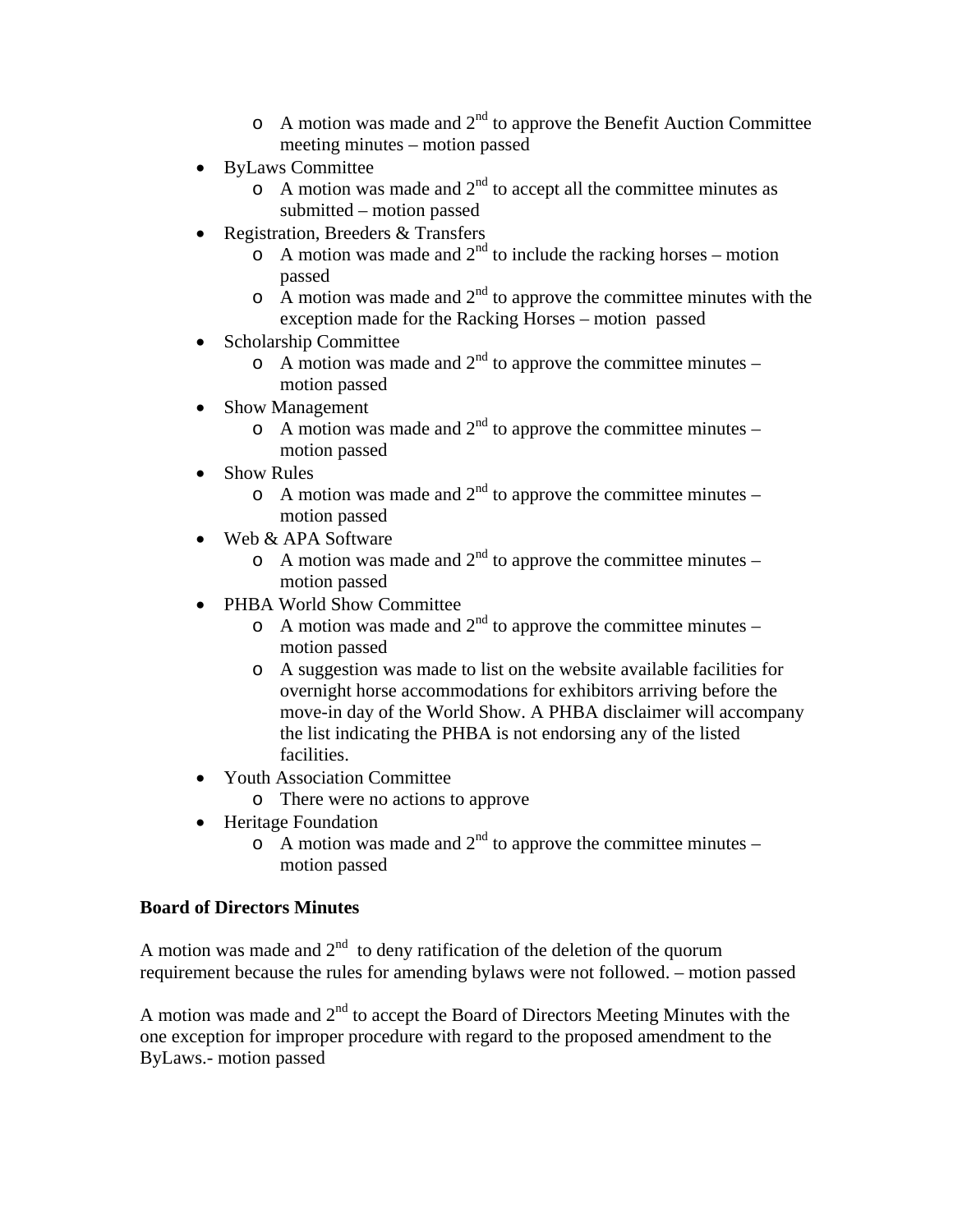- A motion was made and 2nd to approve the Benefit Auction Committee meeting minutes – motion passed
- ByLaws Committee
  - A motion was made and 2nd to accept all the committee minutes as submitted – motion passed
- Registration, Breeders & Transfers
  - A motion was made and 2nd to include the racking horses – motion passed
  - A motion was made and 2nd to approve the committee minutes with the exception made for the Racking Horses – motion passed
- Scholarship Committee
  - A motion was made and 2nd to approve the committee minutes – motion passed
- Show Management
  - A motion was made and 2nd to approve the committee minutes – motion passed
- Show Rules
  - A motion was made and 2nd to approve the committee minutes – motion passed
- Web & APA Software
  - A motion was made and 2nd to approve the committee minutes – motion passed
- PHBA World Show Committee
  - A motion was made and 2nd to approve the committee minutes – motion passed
  - A suggestion was made to list on the website available facilities for overnight horse accommodations for exhibitors arriving before the move-in day of the World Show. A PHBA disclaimer will accompany the list indicating the PHBA is not endorsing any of the listed facilities.
- Youth Association Committee
  - There were no actions to approve
- Heritage Foundation
  - A motion was made and 2nd to approve the committee minutes – motion passed

**Board of Directors Minutes**

A motion was made and 2nd to deny ratification of the deletion of the quorum requirement because the rules for amending bylaws were not followed. – motion passed

A motion was made and 2nd to accept the Board of Directors Meeting Minutes with the one exception for improper procedure with regard to the proposed amendment to the ByLaws.- motion passed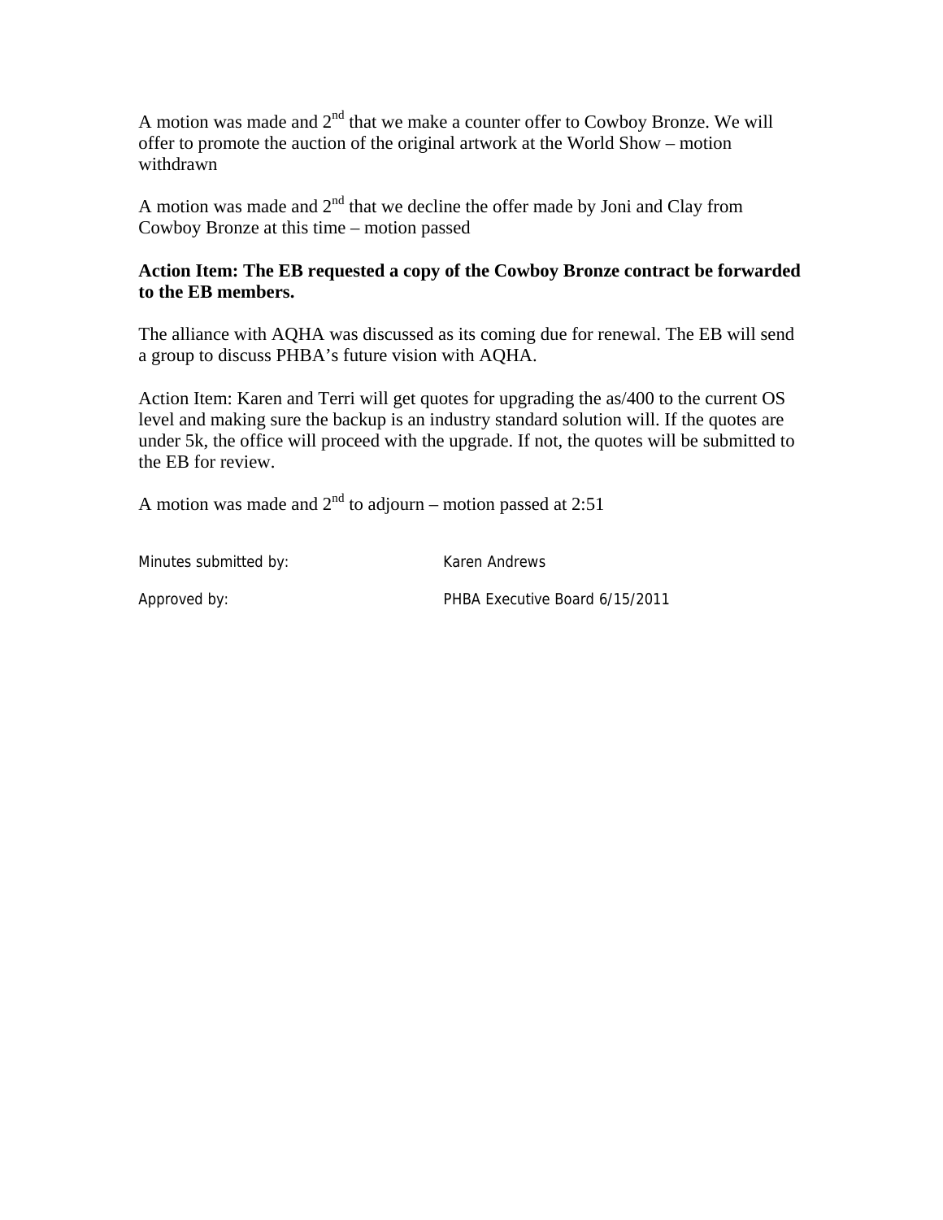A motion was made and 2nd that we make a counter offer to Cowboy Bronze. We will offer to promote the auction of the original artwork at the World Show – motion withdrawn

A motion was made and 2nd that we decline the offer made by Joni and Clay from Cowboy Bronze at this time – motion passed

**Action Item: The EB requested a copy of the Cowboy Bronze contract be forwarded to the EB members.**

The alliance with AQHA was discussed as its coming due for renewal. The EB will send a group to discuss PHBA's future vision with AQHA.

Action Item: Karen and Terri will get quotes for upgrading the as/400 to the current OS level and making sure the backup is an industry standard solution will. If the quotes are under 5k, the office will proceed with the upgrade. If not, the quotes will be submitted to the EB for review.

A motion was made and 2nd to adjourn – motion passed at 2:51

| | |
|---|---|
| Minutes submitted by: | Karen Andrews |
| Approved by: | PHBA Executive Board 6/15/2011 |